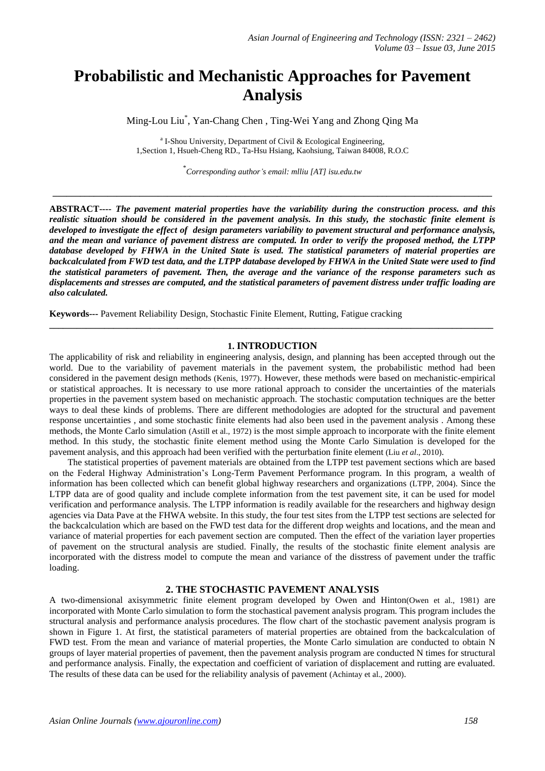# Probabilistic and Mechanistic Approaches for Pavement Analysis

Ming-Lou Liu*, Yan-Chang Chen , Ting-Wei Yang and Zhong Qing Ma

[a] I-Shou University, Department of Civil & Ecological Engineering, 1,Section 1, Hsueh-Cheng RD., Ta-Hsu Hsiang, Kaohsiung, Taiwan 84008, R.O.C

*Corresponding author's email: mlliu [AT] isu.edu.tw

---

**ABSTRACT----** ***The pavement material properties have the variability during the construction process. and this realistic situation should be considered in the pavement analysis. In this study, the stochastic finite element is developed to investigate the effect of design parameters variability to pavement structural and performance analysis, and the mean and variance of pavement distress are computed. In order to verify the proposed method, the LTPP database developed by FHWA in the United State is used. The statistical parameters of material properties are backcalculated from FWD test data, and the LTPP database developed by FHWA in the United State were used to find the statistical parameters of pavement. Then, the average and the variance of the response parameters such as displacements and stresses are computed, and the statistical parameters of pavement distress under traffic loading are also calculated.***

**Keywords---** Pavement Reliability Design, Stochastic Finite Element, Rutting, Fatigue cracking

---

## 1. INTRODUCTION

The applicability of risk and reliability in engineering analysis, design, and planning has been accepted through out the world. Due to the variability of pavement materials in the pavement system, the probabilistic method had been considered in the pavement design methods (Kenis, 1977). However, these methods were based on mechanistic-empirical or statistical approaches. It is necessary to use more rational approach to consider the uncertainties of the materials properties in the pavement system based on mechanistic approach. The stochastic computation techniques are the better ways to deal these kinds of problems. There are different methodologies are adopted for the structural and pavement response uncertainties , and some stochastic finite elements had also been used in the pavement analysis . Among these methods, the Monte Carlo simulation (Astill et al., 1972) is the most simple approach to incorporate with the finite element method. In this study, the stochastic finite element method using the Monte Carlo Simulation is developed for the pavement analysis, and this approach had been verified with the perturbation finite element (Liu *et al*., 2010).

The statistical properties of pavement materials are obtained from the LTPP test pavement sections which are based on the Federal Highway Administration's Long-Term Pavement Performance program. In this program, a wealth of information has been collected which can benefit global highway researchers and organizations (LTPP, 2004). Since the LTPP data are of good quality and include complete information from the test pavement site, it can be used for model verification and performance analysis. The LTPP information is readily available for the researchers and highway design agencies via Data Pave at the FHWA website. In this study, the four test sites from the LTPP test sections are selected for the backcalculation which are based on the FWD test data for the different drop weights and locations, and the mean and variance of material properties for each pavement section are computed. Then the effect of the variation layer properties of pavement on the structural analysis are studied. Finally, the results of the stochastic finite element analysis are incorporated with the distress model to compute the mean and variance of the disstress of pavement under the traffic loading.

## 2. THE STOCHASTIC PAVEMENT ANALYSIS

A two-dimensional axisymmetric finite element program developed by Owen and Hinton(Owen et al., 1981) are incorporated with Monte Carlo simulation to form the stochastical pavement analysis program. This program includes the structural analysis and performance analysis procedures. The flow chart of the stochastic pavement analysis program is shown in Figure 1. At first, the statistical parameters of material properties are obtained from the backcalculation of FWD test. From the mean and variance of material properties, the Monte Carlo simulation are conducted to obtain N groups of layer material properties of pavement, then the pavement analysis program are conducted N times for structural and performance analysis. Finally, the expectation and coefficient of variation of displacement and rutting are evaluated. The results of these data can be used for the reliability analysis of pavement (Achintay et al., 2000).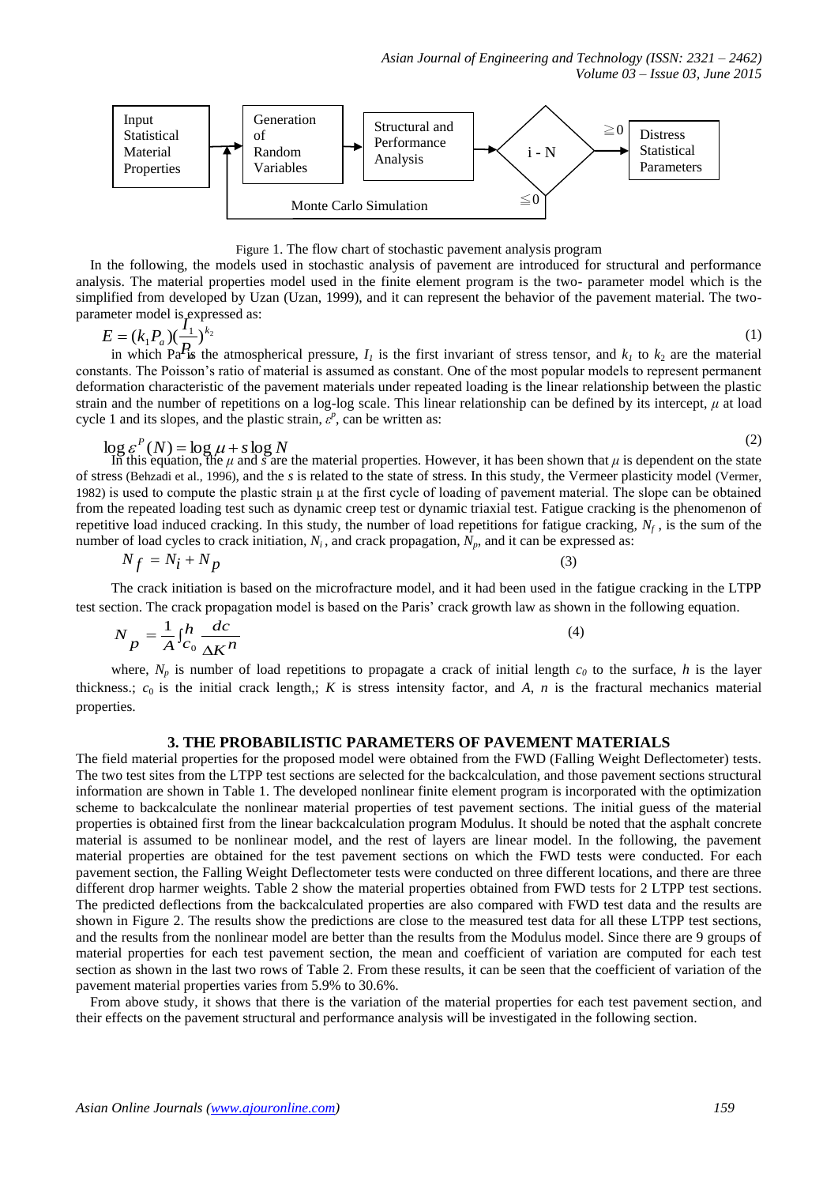Input Statistical Material Properties → Generation of Random Variables → Structural and Performance Analysis → i - N → ≧0 → Distress Statistical Parameters; ≦0 → Monte Carlo Simulation (loop back)

Figure 1. The flow chart of stochastic pavement analysis program

In the following, the models used in stochastic analysis of pavement are introduced for structural and performance analysis. The material properties model used in the finite element program is the two- parameter model which is the simplified from developed by Uzan (Uzan, 1999), and it can represent the behavior of the pavement material. The two-parameter model is expressed as:

$$E = (k_1 P_a)\left(\frac{I_1}{P_a}\right)^{k_2} \tag{1}$$

in which Pa is the atmospherical pressure, $I_1$ is the first invariant of stress tensor, and $k_1$ to $k_2$ are the material constants. The Poisson's ratio of material is assumed as constant. One of the most popular models to represent permanent deformation characteristic of the pavement materials under repeated loading is the linear relationship between the plastic strain and the number of repetitions on a log-log scale. This linear relationship can be defined by its intercept, $\mu$ at load cycle 1 and its slopes, and the plastic strain, $\varepsilon^p$, can be written as:

$$\log \varepsilon^P(N) = \log \mu + s \log N \tag{2}$$

In this equation, the $\mu$ and $s$ are the material properties. However, it has been shown that $\mu$ is dependent on the state of stress (Behzadi et al., 1996), and the $s$ is related to the state of stress. In this study, the Vermeer plasticity model (Vermer, 1982) is used to compute the plastic strain μ at the first cycle of loading of pavement material. The slope can be obtained from the repeated loading test such as dynamic creep test or dynamic triaxial test. Fatigue cracking is the phenomenon of repetitive load induced cracking. In this study, the number of load repetitions for fatigue cracking, $N_f$, is the sum of the number of load cycles to crack initiation, $N_i$, and crack propagation, $N_p$, and it can be expressed as:

$$N_f = N_i + N_p \tag{3}$$

The crack initiation is based on the microfracture model, and it had been used in the fatigue cracking in the LTPP test section. The crack propagation model is based on the Paris' crack growth law as shown in the following equation.

$$N_p = \frac{1}{A}\int_{c_0}^{h} \frac{dc}{\Delta K^n} \tag{4}$$

where, $N_p$ is number of load repetitions to propagate a crack of initial length $c_0$ to the surface, $h$ is the layer thickness.; $c_0$ is the initial crack length,; $K$ is stress intensity factor, and $A$, $n$ is the fractural mechanics material properties.

## 3. THE PROBABILISTIC PARAMETERS OF PAVEMENT MATERIALS

The field material properties for the proposed model were obtained from the FWD (Falling Weight Deflectometer) tests. The two test sites from the LTPP test sections are selected for the backcalculation, and those pavement sections structural information are shown in Table 1. The developed nonlinear finite element program is incorporated with the optimization scheme to backcalculate the nonlinear material properties of test pavement sections. The initial guess of the material properties is obtained first from the linear backcalculation program Modulus. It should be noted that the asphalt concrete material is assumed to be nonlinear model, and the rest of layers are linear model. In the following, the pavement material properties are obtained for the test pavement sections on which the FWD tests were conducted. For each pavement section, the Falling Weight Deflectometer tests were conducted on three different locations, and there are three different drop harmer weights. Table 2 show the material properties obtained from FWD tests for 2 LTPP test sections. The predicted deflections from the backcalculated properties are also compared with FWD test data and the results are shown in Figure 2. The results show the predictions are close to the measured test data for all these LTPP test sections, and the results from the nonlinear model are better than the results from the Modulus model. Since there are 9 groups of material properties for each test pavement section, the mean and coefficient of variation are computed for each test section as shown in the last two rows of Table 2. From these results, it can be seen that the coefficient of variation of the pavement material properties varies from 5.9% to 30.6%.

From above study, it shows that there is the variation of the material properties for each test pavement section, and their effects on the pavement structural and performance analysis will be investigated in the following section.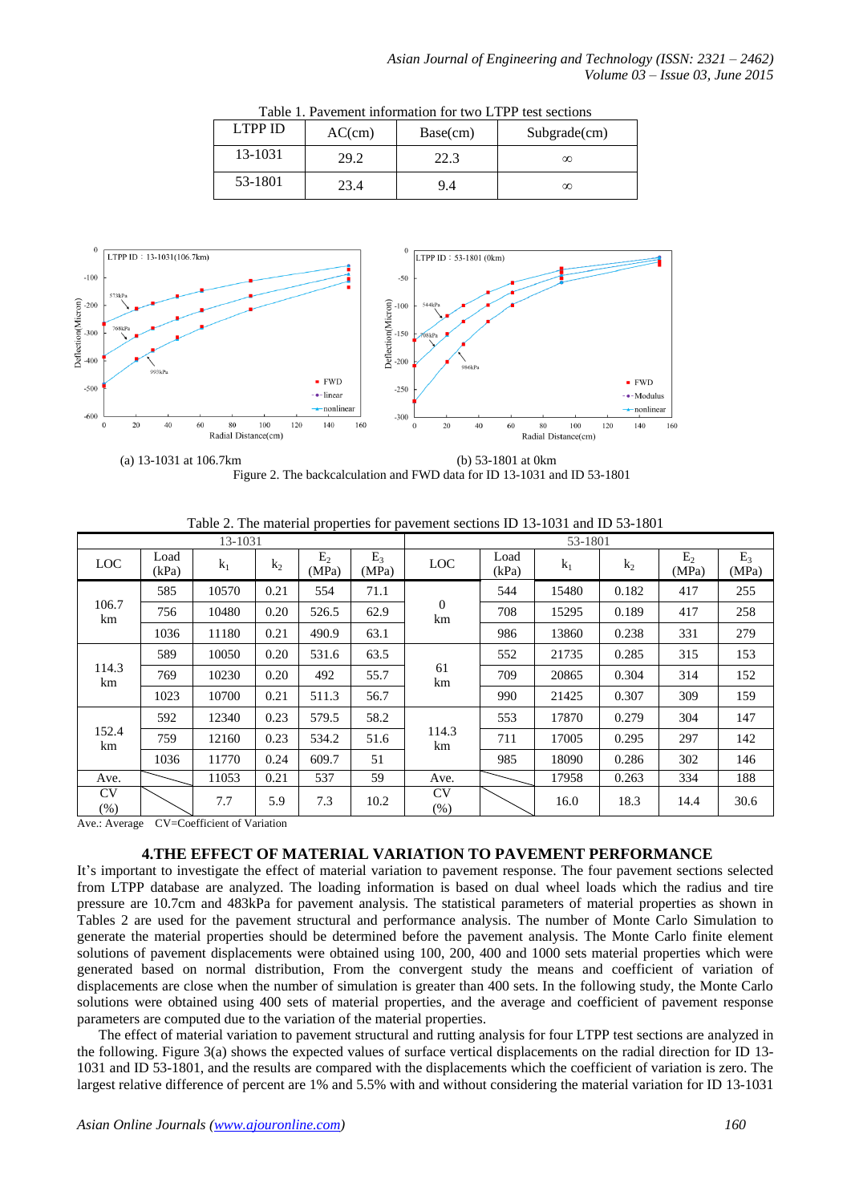Table 1. Pavement information for two LTPP test sections

| LTPP ID | AC(cm) | Base(cm) | Subgrade(cm) |
|---|---|---|---|
| 13-1031 | 29.2 | 22.3 | ∞ |
| 53-1801 | 23.4 | 9.4 | ∞ |

(a) 13-1031 at 106.7km (b) 53-1801 at 0km

Figure 2. The backcalculation and FWD data for ID 13-1031 and ID 53-1801

Table 2. The material properties for pavement sections ID 13-1031 and ID 53-1801

| 13-1031 | | | | | | 53-1801 | | | | | |
|---|---|---|---|---|---|---|---|---|---|---|---|
| LOC | Load (kPa) | $k_1$ | $k_2$ | $E_2$ (MPa) | $E_3$ (MPa) | LOC | Load (kPa) | $k_1$ | $k_2$ | $E_2$ (MPa) | $E_3$ (MPa) |
| 106.7 km | 585 | 10570 | 0.21 | 554 | 71.1 | 0 km | 544 | 15480 | 0.182 | 417 | 255 |
| | 756 | 10480 | 0.20 | 526.5 | 62.9 | | 708 | 15295 | 0.189 | 417 | 258 |
| | 1036 | 11180 | 0.21 | 490.9 | 63.1 | | 986 | 13860 | 0.238 | 331 | 279 |
| 114.3 km | 589 | 10050 | 0.20 | 531.6 | 63.5 | 61 km | 552 | 21735 | 0.285 | 315 | 153 |
| | 769 | 10230 | 0.20 | 492 | 55.7 | | 709 | 20865 | 0.304 | 314 | 152 |
| | 1023 | 10700 | 0.21 | 511.3 | 56.7 | | 990 | 21425 | 0.307 | 309 | 159 |
| 152.4 km | 592 | 12340 | 0.23 | 579.5 | 58.2 | 114.3 km | 553 | 17870 | 0.279 | 304 | 147 |
| | 759 | 12160 | 0.23 | 534.2 | 51.6 | | 711 | 17005 | 0.295 | 297 | 142 |
| | 1036 | 11770 | 0.24 | 609.7 | 51 | | 985 | 18090 | 0.286 | 302 | 146 |
| Ave. | | 11053 | 0.21 | 537 | 59 | Ave. | | 17958 | 0.263 | 334 | 188 |
| CV (%) | | 7.7 | 5.9 | 7.3 | 10.2 | CV (%) | | 16.0 | 18.3 | 14.4 | 30.6 |

Ave.: Average CV=Coefficient of Variation

## 4.THE EFFECT OF MATERIAL VARIATION TO PAVEMENT PERFORMANCE

It's important to investigate the effect of material variation to pavement response. The four pavement sections selected from LTPP database are analyzed. The loading information is based on dual wheel loads which the radius and tire pressure are 10.7cm and 483kPa for pavement analysis. The statistical parameters of material properties as shown in Tables 2 are used for the pavement structural and performance analysis. The number of Monte Carlo Simulation to generate the material properties should be determined before the pavement analysis. The Monte Carlo finite element solutions of pavement displacements were obtained using 100, 200, 400 and 1000 sets material properties which were generated based on normal distribution, From the convergent study the means and coefficient of variation of displacements are close when the number of simulation is greater than 400 sets. In the following study, the Monte Carlo solutions were obtained using 400 sets of material properties, and the average and coefficient of pavement response parameters are computed due to the variation of the material properties.

The effect of material variation to pavement structural and rutting analysis for four LTPP test sections are analyzed in the following. Figure 3(a) shows the expected values of surface vertical displacements on the radial direction for ID 13-1031 and ID 53-1801, and the results are compared with the displacements which the coefficient of variation is zero. The largest relative difference of percent are 1% and 5.5% with and without considering the material variation for ID 13-1031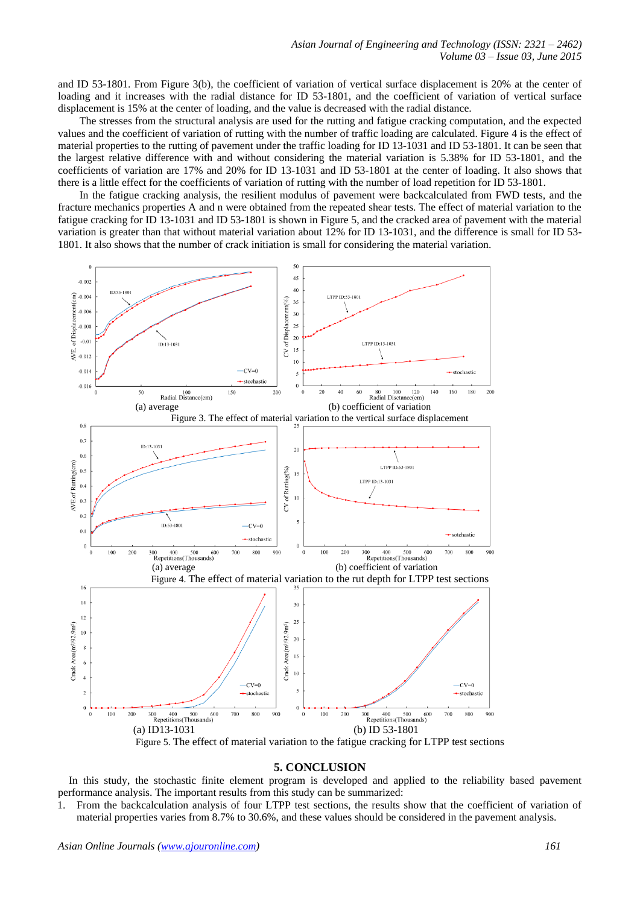and ID 53-1801. From Figure 3(b), the coefficient of variation of vertical surface displacement is 20% at the center of loading and it increases with the radial distance for ID 53-1801, and the coefficient of variation of vertical surface displacement is 15% at the center of loading, and the value is decreased with the radial distance.

The stresses from the structural analysis are used for the rutting and fatigue cracking computation, and the expected values and the coefficient of variation of rutting with the number of traffic loading are calculated. Figure 4 is the effect of material properties to the rutting of pavement under the traffic loading for ID 13-1031 and ID 53-1801. It can be seen that the largest relative difference with and without considering the material variation is 5.38% for ID 53-1801, and the coefficients of variation are 17% and 20% for ID 13-1031 and ID 53-1801 at the center of loading. It also shows that there is a little effect for the coefficients of variation of rutting with the number of load repetition for ID 53-1801.

In the fatigue cracking analysis, the resilient modulus of pavement were backcalculated from FWD tests, and the fracture mechanics properties A and n were obtained from the repeated shear tests. The effect of material variation to the fatigue cracking for ID 13-1031 and ID 53-1801 is shown in Figure 5, and the cracked area of pavement with the material variation is greater than that without material variation about 12% for ID 13-1031, and the difference is small for ID 53-1801. It also shows that the number of crack initiation is small for considering the material variation.

(a) average (b) coefficient of variation

Figure 3. The effect of material variation to the vertical surface displacement

(a) average (b) coefficient of variation

Figure 4. The effect of material variation to the rut depth for LTPP test sections

(a) ID13-1031 (b) ID 53-1801

Figure 5. The effect of material variation to the fatigue cracking for LTPP test sections

## 5. CONCLUSION

In this study, the stochastic finite element program is developed and applied to the reliability based pavement performance analysis. The important results from this study can be summarized:

1. From the backcalculation analysis of four LTPP test sections, the results show that the coefficient of variation of material properties varies from 8.7% to 30.6%, and these values should be considered in the pavement analysis.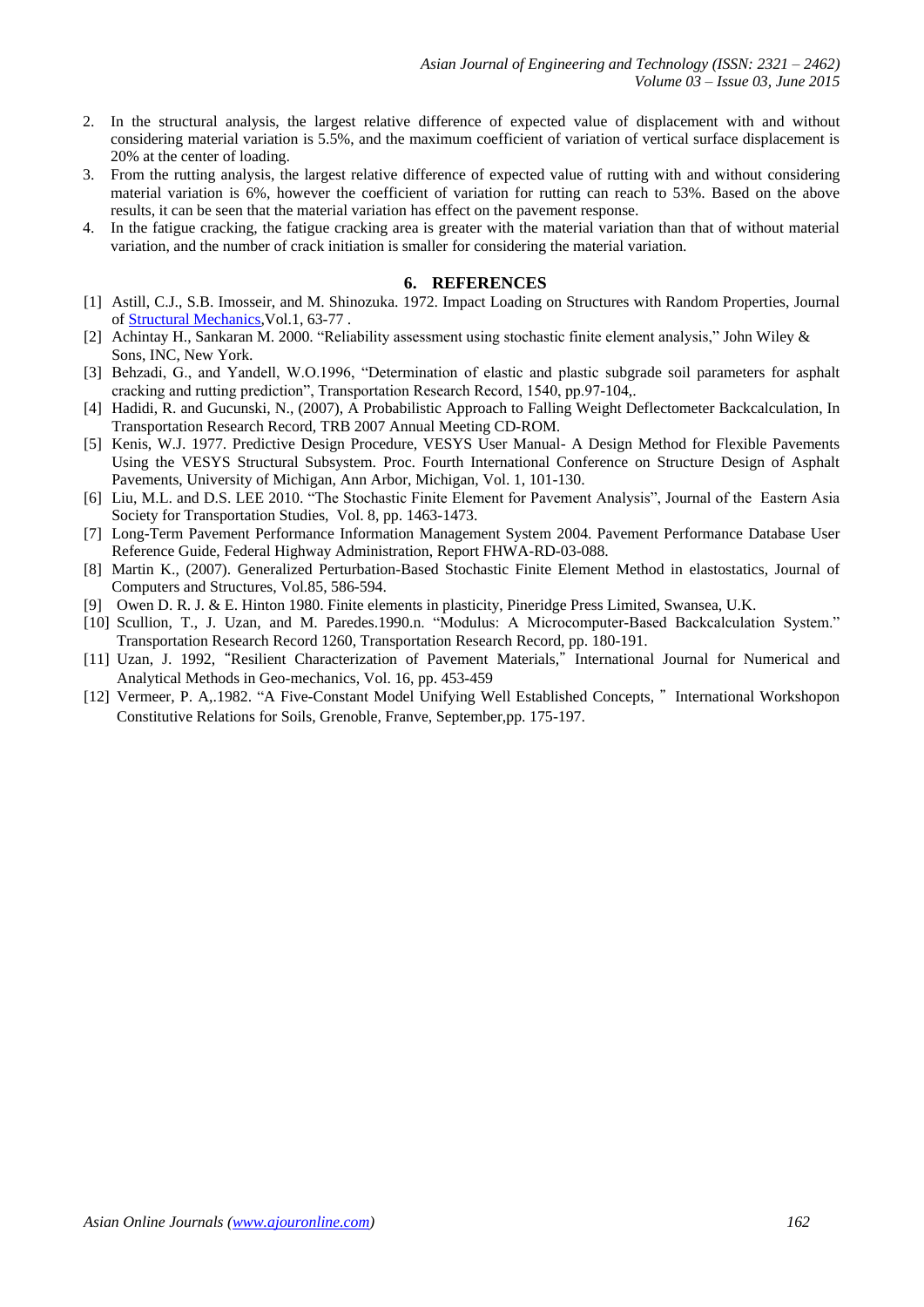2. In the structural analysis, the largest relative difference of expected value of displacement with and without considering material variation is 5.5%, and the maximum coefficient of variation of vertical surface displacement is 20% at the center of loading.
3. From the rutting analysis, the largest relative difference of expected value of rutting with and without considering material variation is 6%, however the coefficient of variation for rutting can reach to 53%. Based on the above results, it can be seen that the material variation has effect on the pavement response.
4. In the fatigue cracking, the fatigue cracking area is greater with the material variation than that of without material variation, and the number of crack initiation is smaller for considering the material variation.

## 6. REFERENCES

[1] Astill, C.J., S.B. Imosseir, and M. Shinozuka. 1972. Impact Loading on Structures with Random Properties, Journal of Structural Mechanics,Vol.1, 63-77 .

[2] Achintay H., Sankaran M. 2000. "Reliability assessment using stochastic finite element analysis," John Wiley & Sons, INC, New York.

[3] Behzadi, G., and Yandell, W.O.1996, "Determination of elastic and plastic subgrade soil parameters for asphalt cracking and rutting prediction", Transportation Research Record, 1540, pp.97-104,.

[4] Hadidi, R. and Gucunski, N., (2007), A Probabilistic Approach to Falling Weight Deflectometer Backcalculation, In Transportation Research Record, TRB 2007 Annual Meeting CD-ROM.

[5] Kenis, W.J. 1977. Predictive Design Procedure, VESYS User Manual- A Design Method for Flexible Pavements Using the VESYS Structural Subsystem. Proc. Fourth International Conference on Structure Design of Asphalt Pavements, University of Michigan, Ann Arbor, Michigan, Vol. 1, 101-130.

[6] Liu, M.L. and D.S. LEE 2010. "The Stochastic Finite Element for Pavement Analysis", Journal of the Eastern Asia Society for Transportation Studies, Vol. 8, pp. 1463-1473.

[7] Long-Term Pavement Performance Information Management System 2004. Pavement Performance Database User Reference Guide, Federal Highway Administration, Report FHWA-RD-03-088.

[8] Martin K., (2007). Generalized Perturbation-Based Stochastic Finite Element Method in elastostatics, Journal of Computers and Structures, Vol.85, 586-594.

[9] Owen D. R. J. & E. Hinton 1980. Finite elements in plasticity, Pineridge Press Limited, Swansea, U.K.

[10] Scullion, T., J. Uzan, and M. Paredes.1990.n. "Modulus: A Microcomputer-Based Backcalculation System." Transportation Research Record 1260, Transportation Research Record, pp. 180-191.

[11] Uzan, J. 1992, "Resilient Characterization of Pavement Materials," International Journal for Numerical and Analytical Methods in Geo-mechanics, Vol. 16, pp. 453-459

[12] Vermeer, P. A,.1982. "A Five-Constant Model Unifying Well Established Concepts, " International Workshopon Constitutive Relations for Soils, Grenoble, Franve, September,pp. 175-197.